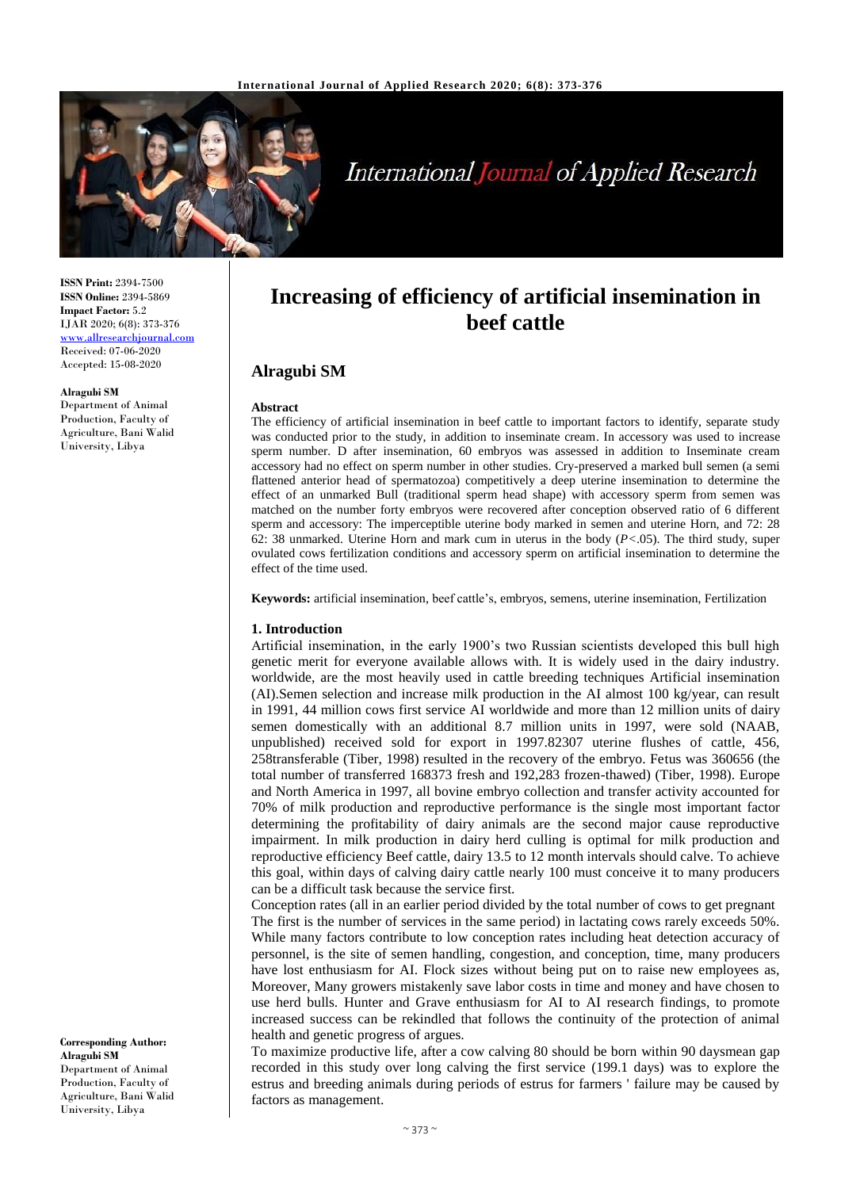**ISSN Print:** 2394-7500
**ISSN Online:** 2394-5869
**Impact Factor:** 5.2
IJAR 2020; 6(8): 373-376
www.allresearchjournal.com
Received: 07-06-2020
Accepted: 15-08-2020

**Alragubi SM**
Department of Animal Production, Faculty of Agriculture, Bani Walid University, Libya

**Corresponding Author:**
**Alragubi SM**
Department of Animal Production, Faculty of Agriculture, Bani Walid University, Libya

# Increasing of efficiency of artificial insemination in beef cattle

## Alragubi SM

**Abstract**

The efficiency of artificial insemination in beef cattle to important factors to identify, separate study was conducted prior to the study, in addition to inseminate cream. In accessory was used to increase sperm number. D after insemination, 60 embryos was assessed in addition to Inseminate cream accessory had no effect on sperm number in other studies. Cry-preserved a marked bull semen (a semi flattened anterior head of spermatozoa) competitively a deep uterine insemination to determine the effect of an unmarked Bull (traditional sperm head shape) with accessory sperm from semen was matched on the number forty embryos were recovered after conception observed ratio of 6 different sperm and accessory: The imperceptible uterine body marked in semen and uterine Horn, and 72: 28 62: 38 unmarked. Uterine Horn and mark cum in uterus in the body ($P<.05$). The third study, super ovulated cows fertilization conditions and accessory sperm on artificial insemination to determine the effect of the time used.

**Keywords:** artificial insemination, beef cattle's, embryos, semens, uterine insemination, Fertilization

### 1. Introduction

Artificial insemination, in the early 1900's two Russian scientists developed this bull high genetic merit for everyone available allows with. It is widely used in the dairy industry. worldwide, are the most heavily used in cattle breeding techniques Artificial insemination (AI).Semen selection and increase milk production in the AI almost 100 kg/year, can result in 1991, 44 million cows first service AI worldwide and more than 12 million units of dairy semen domestically with an additional 8.7 million units in 1997, were sold (NAAB, unpublished) received sold for export in 1997.82307 uterine flushes of cattle, 456, 258transferable (Tiber, 1998) resulted in the recovery of the embryo. Fetus was 360656 (the total number of transferred 168373 fresh and 192,283 frozen-thawed) (Tiber, 1998). Europe and North America in 1997, all bovine embryo collection and transfer activity accounted for 70% of milk production and reproductive performance is the single most important factor determining the profitability of dairy animals are the second major cause reproductive impairment. In milk production in dairy herd culling is optimal for milk production and reproductive efficiency Beef cattle, dairy 13.5 to 12 month intervals should calve. To achieve this goal, within days of calving dairy cattle nearly 100 must conceive it to many producers can be a difficult task because the service first.

Conception rates (all in an earlier period divided by the total number of cows to get pregnant The first is the number of services in the same period) in lactating cows rarely exceeds 50%. While many factors contribute to low conception rates including heat detection accuracy of personnel, is the site of semen handling, congestion, and conception, time, many producers have lost enthusiasm for AI. Flock sizes without being put on to raise new employees as, Moreover, Many growers mistakenly save labor costs in time and money and have chosen to use herd bulls. Hunter and Grave enthusiasm for AI to AI research findings, to promote increased success can be rekindled that follows the continuity of the protection of animal health and genetic progress of argues.

To maximize productive life, after a cow calving 80 should be born within 90 daysmean gap recorded in this study over long calving the first service (199.1 days) was to explore the estrus and breeding animals during periods of estrus for farmers ' failure may be caused by factors as management.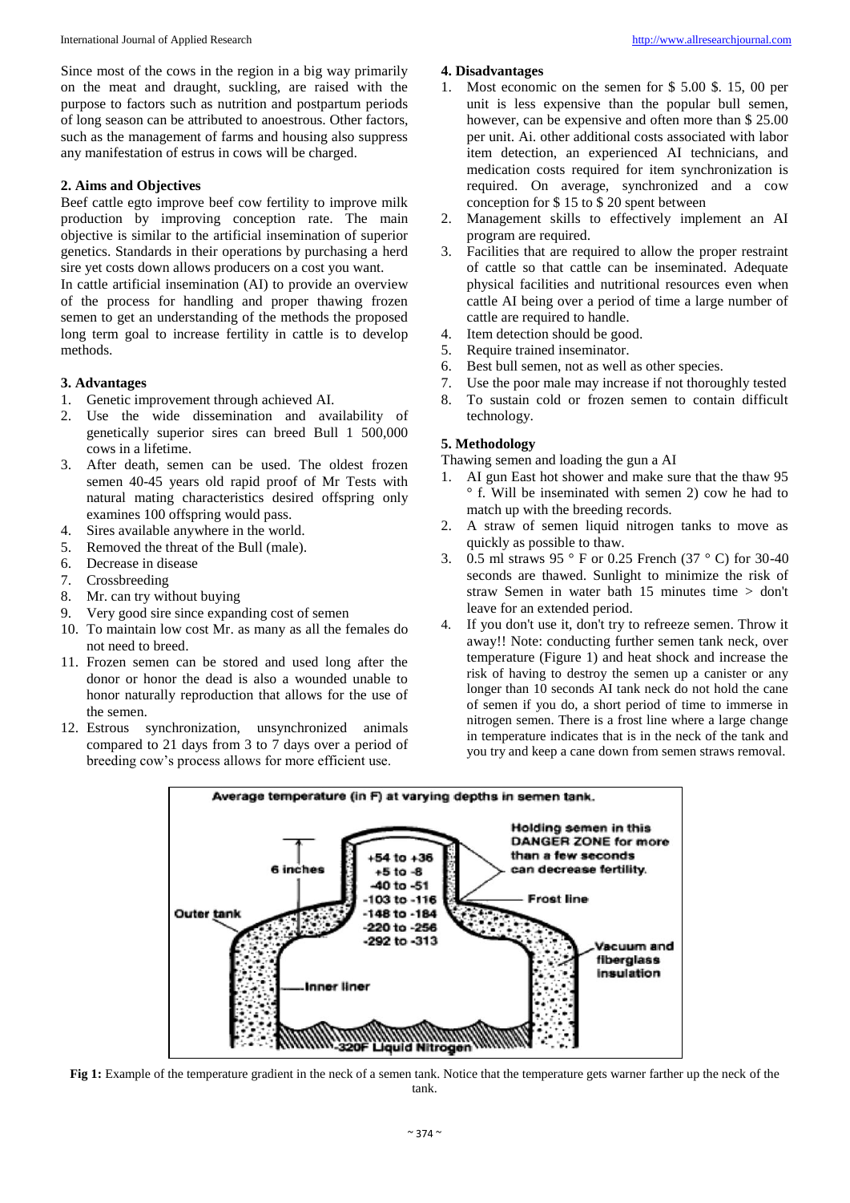Since most of the cows in the region in a big way primarily on the meat and draught, suckling, are raised with the purpose to factors such as nutrition and postpartum periods of long season can be attributed to anoestrous. Other factors, such as the management of farms and housing also suppress any manifestation of estrus in cows will be charged.

## 2. Aims and Objectives

Beef cattle egto improve beef cow fertility to improve milk production by improving conception rate. The main objective is similar to the artificial insemination of superior genetics. Standards in their operations by purchasing a herd sire yet costs down allows producers on a cost you want.

In cattle artificial insemination (AI) to provide an overview of the process for handling and proper thawing frozen semen to get an understanding of the methods the proposed long term goal to increase fertility in cattle is to develop methods.

## 3. Advantages

1. Genetic improvement through achieved AI.
2. Use the wide dissemination and availability of genetically superior sires can breed Bull 1 500,000 cows in a lifetime.
3. After death, semen can be used. The oldest frozen semen 40-45 years old rapid proof of Mr Tests with natural mating characteristics desired offspring only examines 100 offspring would pass.
4. Sires available anywhere in the world.
5. Removed the threat of the Bull (male).
6. Decrease in disease
7. Crossbreeding
8. Mr. can try without buying
9. Very good sire since expanding cost of semen
10. To maintain low cost Mr. as many as all the females do not need to breed.
11. Frozen semen can be stored and used long after the donor or honor the dead is also a wounded unable to honor naturally reproduction that allows for the use of the semen.
12. Estrous synchronization, unsynchronized animals compared to 21 days from 3 to 7 days over a period of breeding cow's process allows for more efficient use.

## 4. Disadvantages

1. Most economic on the semen for $ 5.00 $. 15, 00 per unit is less expensive than the popular bull semen, however, can be expensive and often more than $ 25.00 per unit. Ai. other additional costs associated with labor item detection, an experienced AI technicians, and medication costs required for item synchronization is required. On average, synchronized and a cow conception for $ 15 to $ 20 spent between
2. Management skills to effectively implement an AI program are required.
3. Facilities that are required to allow the proper restraint of cattle so that cattle can be inseminated. Adequate physical facilities and nutritional resources even when cattle AI being over a period of time a large number of cattle are required to handle.
4. Item detection should be good.
5. Require trained inseminator.
6. Best bull semen, not as well as other species.
7. Use the poor male may increase if not thoroughly tested
8. To sustain cold or frozen semen to contain difficult technology.

## 5. Methodology

Thawing semen and loading the gun a AI

1. AI gun East hot shower and make sure that the thaw 95 ° f. Will be inseminated with semen 2) cow he had to match up with the breeding records.
2. A straw of semen liquid nitrogen tanks to move as quickly as possible to thaw.
3. 0.5 ml straws 95 ° F or 0.25 French (37 ° C) for 30-40 seconds are thawed. Sunlight to minimize the risk of straw Semen in water bath 15 minutes time > don't leave for an extended period.
4. If you don't use it, don't try to refreeze semen. Throw it away!! Note: conducting further semen tank neck, over temperature (Figure 1) and heat shock and increase the risk of having to destroy the semen up a canister or any longer than 10 seconds AI tank neck do not hold the cane of semen if you do, a short period of time to immerse in nitrogen semen. There is a frost line where a large change in temperature indicates that is in the neck of the tank and you try and keep a cane down from semen straws removal.

**Fig 1:** Example of the temperature gradient in the neck of a semen tank. Notice that the temperature gets warner farther up the neck of the tank.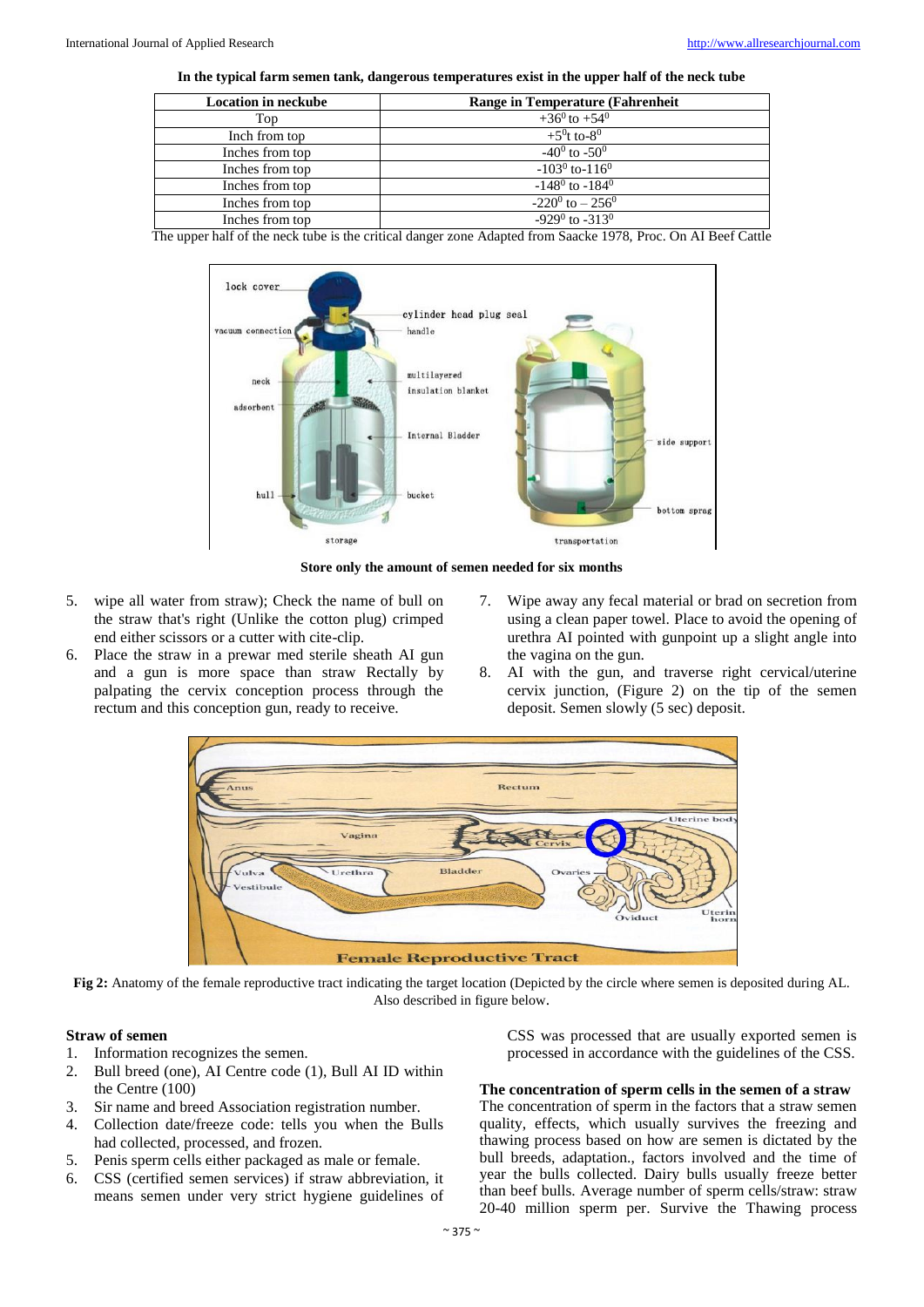**In the typical farm semen tank, dangerous temperatures exist in the upper half of the neck tube**

| Location in neckube | Range in Temperature (Fahrenheit |
|---|---|
| Top | $+36^0$ to $+54^0$ |
| Inch from top | $+5^0$t to$-8^0$ |
| Inches from top | $-40^0$ to $-50^0$ |
| Inches from top | $-103^0$ to$-116^0$ |
| Inches from top | $-148^0$ to $-184^0$ |
| Inches from top | $-220^0$ to $-256^0$ |
| Inches from top | $-929^0$ to $-313^0$ |

The upper half of the neck tube is the critical danger zone Adapted from Saacke 1978, Proc. On AI Beef Cattle

**Store only the amount of semen needed for six months**

5. wipe all water from straw); Check the name of bull on the straw that's right (Unlike the cotton plug) crimped end either scissors or a cutter with cite-clip.
6. Place the straw in a prewar med sterile sheath AI gun and a gun is more space than straw Rectally by palpating the cervix conception process through the rectum and this conception gun, ready to receive.
7. Wipe away any fecal material or brad on secretion from using a clean paper towel. Place to avoid the opening of urethra AI pointed with gunpoint up a slight angle into the vagina on the gun.
8. AI with the gun, and traverse right cervical/uterine cervix junction, (Figure 2) on the tip of the semen deposit. Semen slowly (5 sec) deposit.

**Fig 2:** Anatomy of the female reproductive tract indicating the target location (Depicted by the circle where semen is deposited during AL. Also described in figure below.

**Straw of semen**

1. Information recognizes the semen.
2. Bull breed (one), AI Centre code (1), Bull AI ID within the Centre (100)
3. Sir name and breed Association registration number.
4. Collection date/freeze code: tells you when the Bulls had collected, processed, and frozen.
5. Penis sperm cells either packaged as male or female.
6. CSS (certified semen services) if straw abbreviation, it means semen under very strict hygiene guidelines of CSS was processed that are usually exported semen is processed in accordance with the guidelines of the CSS.

**The concentration of sperm cells in the semen of a straw**

The concentration of sperm in the factors that a straw semen quality, effects, which usually survives the freezing and thawing process based on how are semen is dictated by the bull breeds, adaptation., factors involved and the time of year the bulls collected. Dairy bulls usually freeze better than beef bulls. Average number of sperm cells/straw: straw 20-40 million sperm per. Survive the Thawing process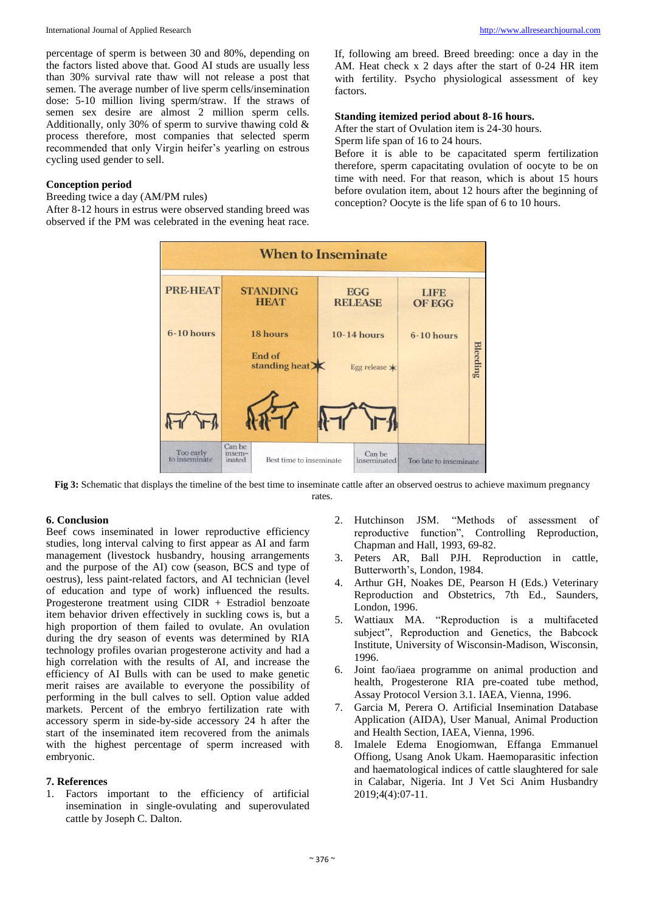percentage of sperm is between 30 and 80%, depending on the factors listed above that. Good AI studs are usually less than 30% survival rate thaw will not release a post that semen. The average number of live sperm cells/insemination dose: 5-10 million living sperm/straw. If the straws of semen sex desire are almost 2 million sperm cells. Additionally, only 30% of sperm to survive thawing cold & process therefore, most companies that selected sperm recommended that only Virgin heifer's yearling on estrous cycling used gender to sell.

**Conception period**

Breeding twice a day (AM/PM rules)

After 8-12 hours in estrus were observed standing breed was observed if the PM was celebrated in the evening heat race.

If, following am breed. Breed breeding: once a day in the AM. Heat check x 2 days after the start of 0-24 HR item with fertility. Psycho physiological assessment of key factors.

**Standing itemized period about 8-16 hours.**

After the start of Ovulation item is 24-30 hours.

Sperm life span of 16 to 24 hours.

Before it is able to be capacitated sperm fertilization therefore, sperm capacitating ovulation of oocyte to be on time with need. For that reason, which is about 15 hours before ovulation item, about 12 hours after the beginning of conception? Oocyte is the life span of 6 to 10 hours.

When to Inseminate

PRE-HEAT 6-10 hours

STANDING HEAT 18 hours

End of standing heat

EGG RELEASE 10-14 hours

Egg release

LIFE OF EGG 6-10 hours

Bleeding

Too early to inseminate

Can be inseminated

Best time to inseminate

Can be inseminated

Too late to inseminate

**Fig 3:** Schematic that displays the timeline of the best time to inseminate cattle after an observed oestrus to achieve maximum pregnancy rates.

## 6. Conclusion

Beef cows inseminated in lower reproductive efficiency studies, long interval calving to first appear as AI and farm management (livestock husbandry, housing arrangements and the purpose of the AI) cow (season, BCS and type of oestrus), less paint-related factors, and AI technician (level of education and type of work) influenced the results. Progesterone treatment using CIDR + Estradiol benzoate item behavior driven effectively in suckling cows is, but a high proportion of them failed to ovulate. An ovulation during the dry season of events was determined by RIA technology profiles ovarian progesterone activity and had a high correlation with the results of AI, and increase the efficiency of AI Bulls with can be used to make genetic merit raises are available to everyone the possibility of performing in the bull calves to sell. Option value added markets. Percent of the embryo fertilization rate with accessory sperm in side-by-side accessory 24 h after the start of the inseminated item recovered from the animals with the highest percentage of sperm increased with embryonic.

## 7. References

1. Factors important to the efficiency of artificial insemination in single-ovulating and superovulated cattle by Joseph C. Dalton.
2. Hutchinson JSM. "Methods of assessment of reproductive function", Controlling Reproduction, Chapman and Hall, 1993, 69-82.
3. Peters AR, Ball PJH. Reproduction in cattle, Butterworth's, London, 1984.
4. Arthur GH, Noakes DE, Pearson H (Eds.) Veterinary Reproduction and Obstetrics, 7th Ed., Saunders, London, 1996.
5. Wattiaux MA. "Reproduction is a multifaceted subject", Reproduction and Genetics, the Babcock Institute, University of Wisconsin-Madison, Wisconsin, 1996.
6. Joint fao/iaea programme on animal production and health, Progesterone RIA pre-coated tube method, Assay Protocol Version 3.1. IAEA, Vienna, 1996.
7. Garcia M, Perera O. Artificial Insemination Database Application (AIDA), User Manual, Animal Production and Health Section, IAEA, Vienna, 1996.
8. Imalele Edema Enogiomwan, Effanga Emmanuel Offiong, Usang Anok Ukam. Haemoparasitic infection and haematological indices of cattle slaughtered for sale in Calabar, Nigeria. Int J Vet Sci Anim Husbandry 2019;4(4):07-11.